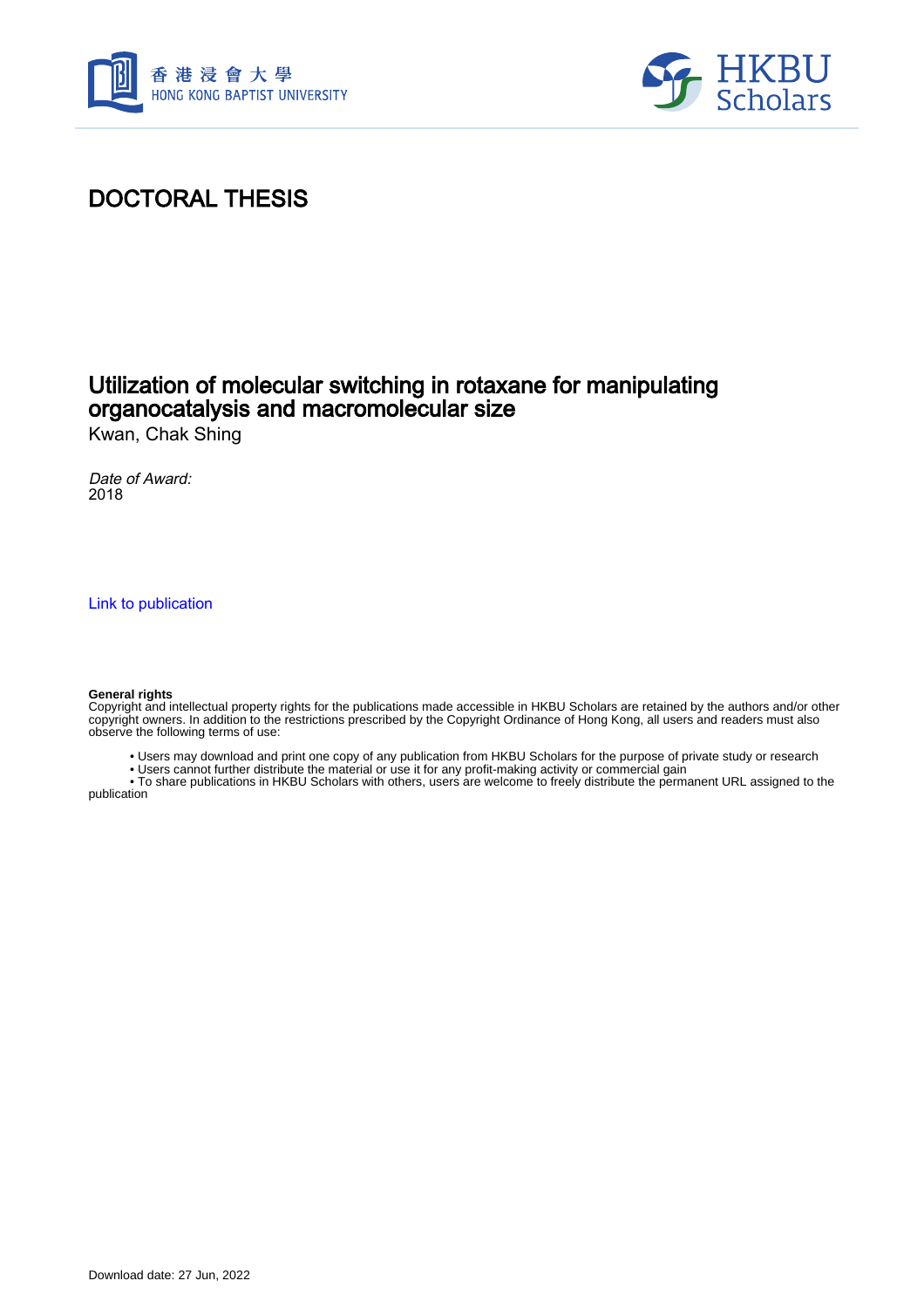# DOCTORAL THESIS

## Utilization of molecular switching in rotaxane for manipulating organocatalysis and macromolecular size

Kwan, Chak Shing

*Date of Award:*
2018

Link to publication

**General rights**
Copyright and intellectual property rights for the publications made accessible in HKBU Scholars are retained by the authors and/or other copyright owners. In addition to the restrictions prescribed by the Copyright Ordinance of Hong Kong, all users and readers must also observe the following terms of use:

- Users may download and print one copy of any publication from HKBU Scholars for the purpose of private study or research
- Users cannot further distribute the material or use it for any profit-making activity or commercial gain
- To share publications in HKBU Scholars with others, users are welcome to freely distribute the permanent URL assigned to the publication

Download date: 27 Jun, 2022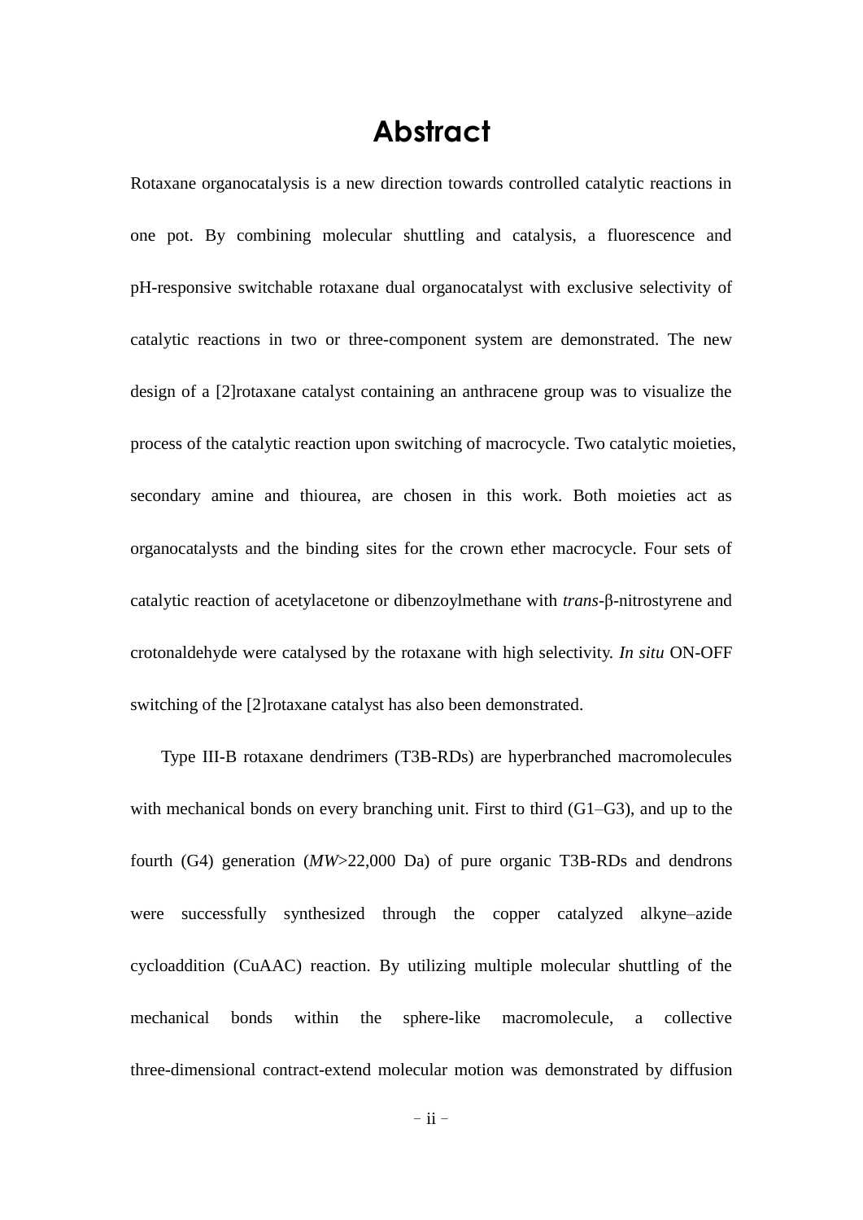# Abstract

Rotaxane organocatalysis is a new direction towards controlled catalytic reactions in one pot. By combining molecular shuttling and catalysis, a fluorescence and pH-responsive switchable rotaxane dual organocatalyst with exclusive selectivity of catalytic reactions in two or three-component system are demonstrated. The new design of a [2]rotaxane catalyst containing an anthracene group was to visualize the process of the catalytic reaction upon switching of macrocycle. Two catalytic moieties, secondary amine and thiourea, are chosen in this work. Both moieties act as organocatalysts and the binding sites for the crown ether macrocycle. Four sets of catalytic reaction of acetylacetone or dibenzoylmethane with *trans*-β-nitrostyrene and crotonaldehyde were catalysed by the rotaxane with high selectivity. *In situ* ON-OFF switching of the [2]rotaxane catalyst has also been demonstrated.

Type III-B rotaxane dendrimers (T3B-RDs) are hyperbranched macromolecules with mechanical bonds on every branching unit. First to third (G1–G3), and up to the fourth (G4) generation (*MW*>22,000 Da) of pure organic T3B-RDs and dendrons were successfully synthesized through the copper catalyzed alkyne–azide cycloaddition (CuAAC) reaction. By utilizing multiple molecular shuttling of the mechanical bonds within the sphere-like macromolecule, a collective three-dimensional contract-extend molecular motion was demonstrated by diffusion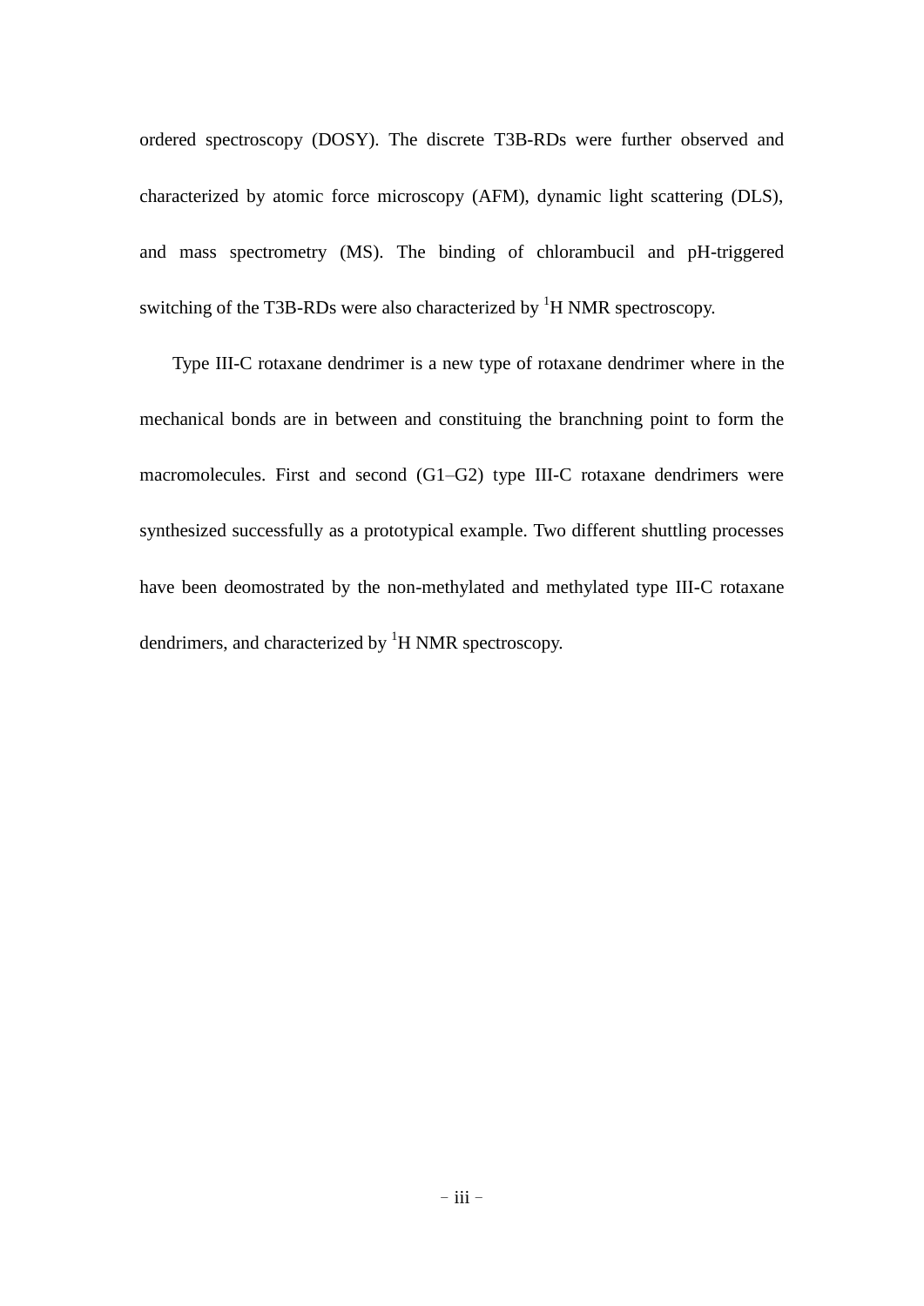ordered spectroscopy (DOSY). The discrete T3B-RDs were further observed and characterized by atomic force microscopy (AFM), dynamic light scattering (DLS), and mass spectrometry (MS). The binding of chlorambucil and pH-triggered switching of the T3B-RDs were also characterized by $^{1}$H NMR spectroscopy.

Type III-C rotaxane dendrimer is a new type of rotaxane dendrimer where in the mechanical bonds are in between and constituing the branchning point to form the macromolecules. First and second (G1–G2) type III-C rotaxane dendrimers were synthesized successfully as a prototypical example. Two different shuttling processes have been deomostrated by the non-methylated and methylated type III-C rotaxane dendrimers, and characterized by $^{1}$H NMR spectroscopy.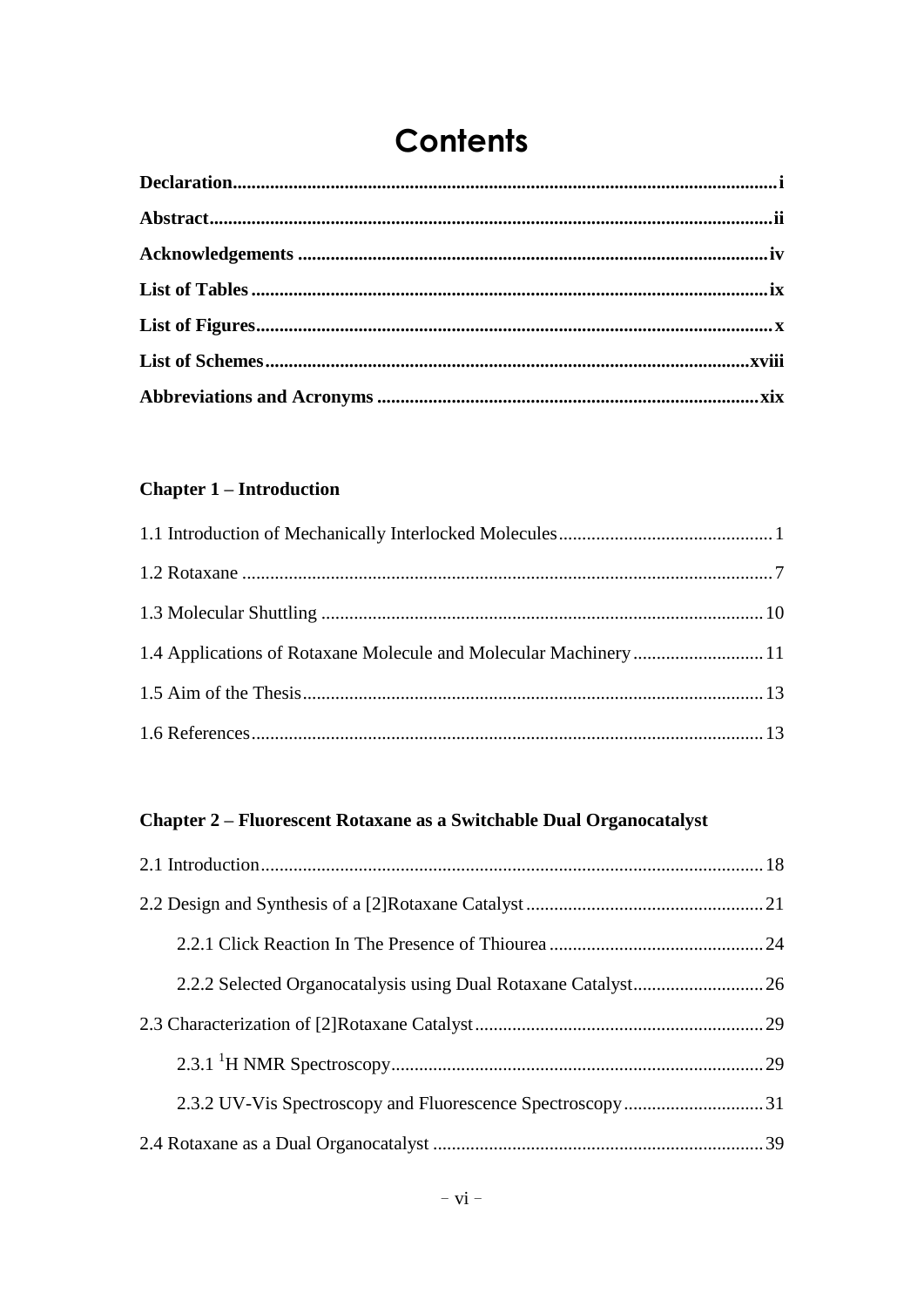# Contents

**Declaration** ........ **i**

**Abstract** ........ **ii**

**Acknowledgements** ........ **iv**

**List of Tables** ........ **ix**

**List of Figures** ........ **x**

**List of Schemes** ........ **xviii**

**Abbreviations and Acronyms** ........ **xix**

### Chapter 1 – Introduction

1.1 Introduction of Mechanically Interlocked Molecules ........ 1

1.2 Rotaxane ........ 7

1.3 Molecular Shuttling ........ 10

1.4 Applications of Rotaxane Molecule and Molecular Machinery ........ 11

1.5 Aim of the Thesis ........ 13

1.6 References ........ 13

### Chapter 2 – Fluorescent Rotaxane as a Switchable Dual Organocatalyst

2.1 Introduction ........ 18

2.2 Design and Synthesis of a [2]Rotaxane Catalyst ........ 21

- 2.2.1 Click Reaction In The Presence of Thiourea ........ 24
- 2.2.2 Selected Organocatalysis using Dual Rotaxane Catalyst ........ 26

2.3 Characterization of [2]Rotaxane Catalyst ........ 29

- 2.3.1 $^{1}$H NMR Spectroscopy ........ 29
- 2.3.2 UV-Vis Spectroscopy and Fluorescence Spectroscopy ........ 31

2.4 Rotaxane as a Dual Organocatalyst ........ 39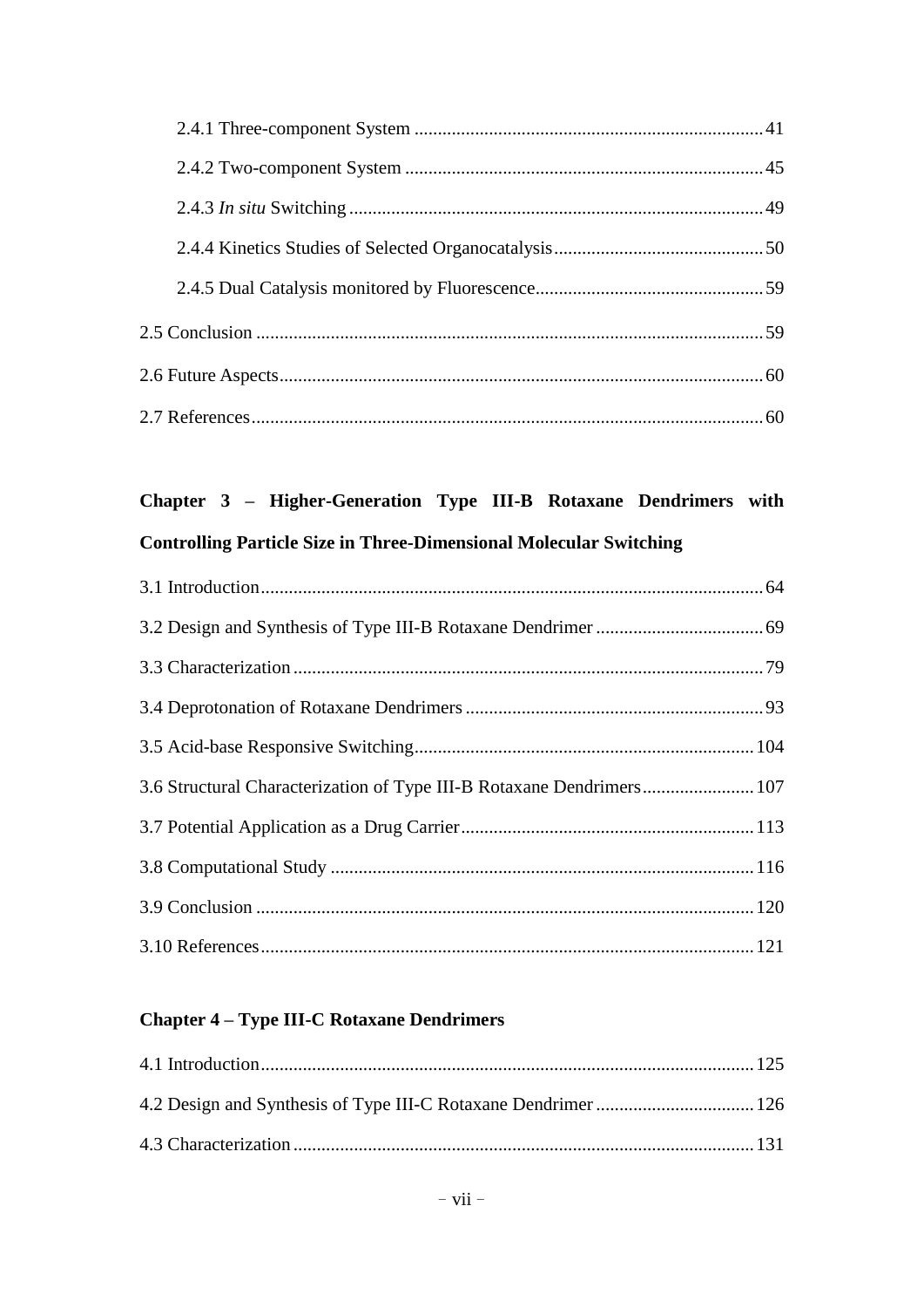2.4.1 Three-component System ........................................................................... 41

2.4.2 Two-component System ............................................................................ 45

2.4.3 *In situ* Switching ......................................................................................... 49

2.4.4 Kinetics Studies of Selected Organocatalysis ............................................ 50

2.4.5 Dual Catalysis monitored by Fluorescence ................................................ 59

2.5 Conclusion ............................................................................................................ 59

2.6 Future Aspects ....................................................................................................... 60

2.7 References ............................................................................................................. 60

**Chapter 3 – Higher-Generation Type III-B Rotaxane Dendrimers with Controlling Particle Size in Three-Dimensional Molecular Switching**

3.1 Introduction ........................................................................................................... 64

3.2 Design and Synthesis of Type III-B Rotaxane Dendrimer .................................... 69

3.3 Characterization .................................................................................................... 79

3.4 Deprotonation of Rotaxane Dendrimers ................................................................ 93

3.5 Acid-base Responsive Switching ......................................................................... 104

3.6 Structural Characterization of Type III-B Rotaxane Dendrimers ........................ 107

3.7 Potential Application as a Drug Carrier ............................................................... 113

3.8 Computational Study ........................................................................................... 116

3.9 Conclusion ........................................................................................................... 120

3.10 References ......................................................................................................... 121

**Chapter 4 – Type III-C Rotaxane Dendrimers**

4.1 Introduction ......................................................................................................... 125

4.2 Design and Synthesis of Type III-C Rotaxane Dendrimer .................................. 126

4.3 Characterization .................................................................................................. 131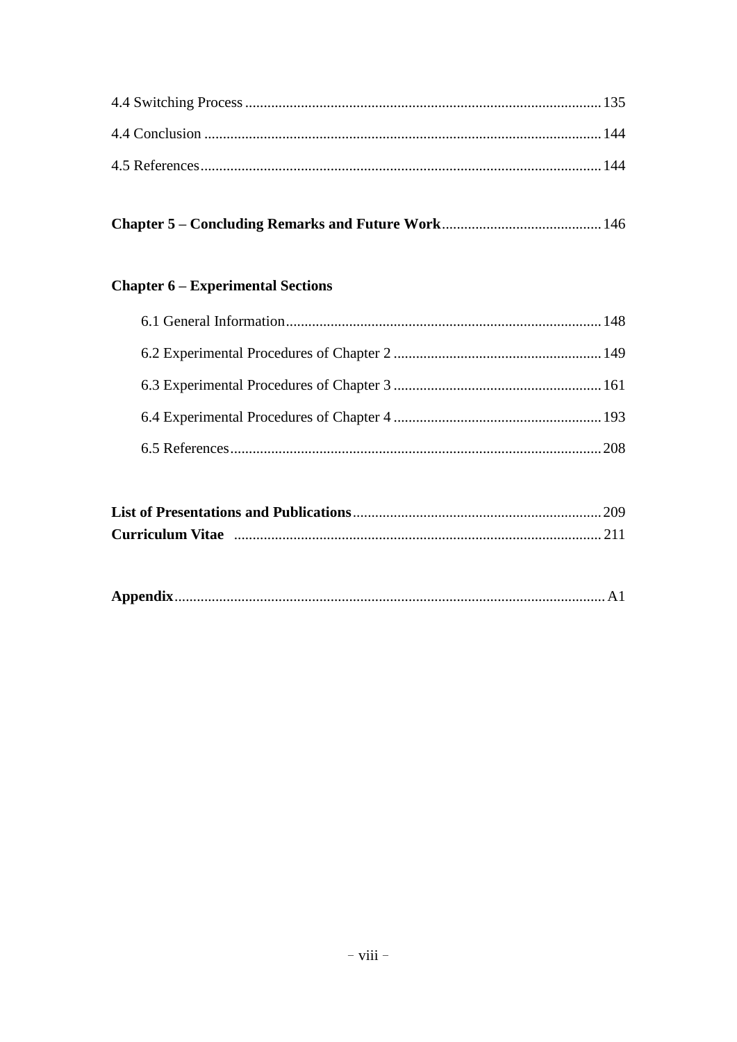4.4 Switching Process ........................................................................................ 135

4.4 Conclusion .................................................................................................. 144

4.5 References ................................................................................................... 144

**Chapter 5 – Concluding Remarks and Future Work** .......................................... 146

**Chapter 6 – Experimental Sections**

6.1 General Information ..................................................................................... 148

6.2 Experimental Procedures of Chapter 2 ........................................................ 149

6.3 Experimental Procedures of Chapter 3 ........................................................ 161

6.4 Experimental Procedures of Chapter 4 ........................................................ 193

6.5 References .................................................................................................... 208

**List of Presentations and Publications** .................................................................. 209

**Curriculum Vitae** .................................................................................................. 211

**Appendix** ................................................................................................................ A1